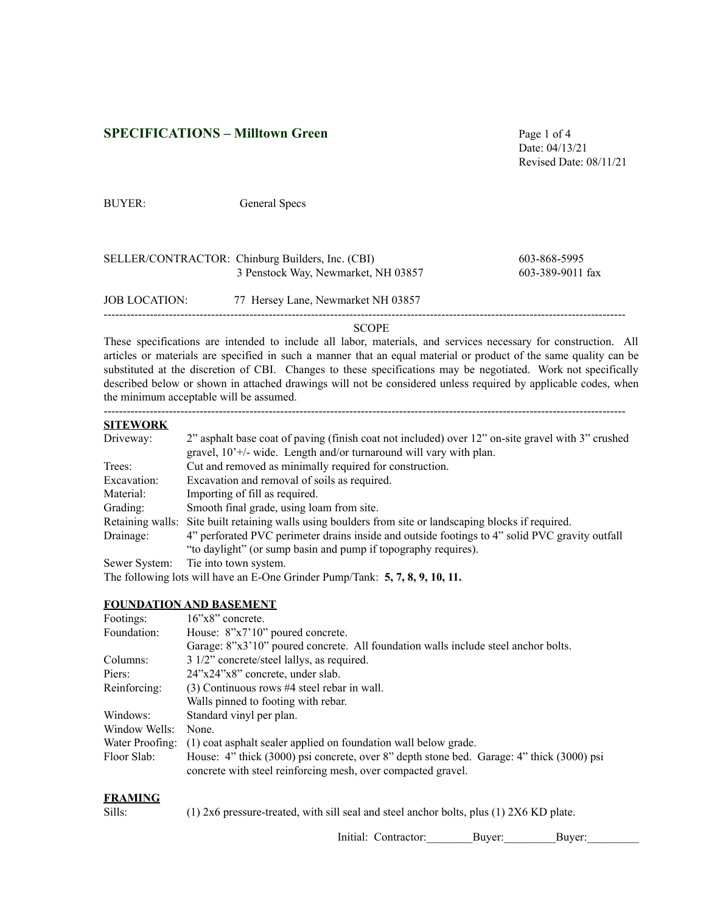## SPECIFICATIONS – Milltown Green

Date: 04/13/21
Revised Date: 08/11/21

BUYER: General Specs

SELLER/CONTRACTOR: Chinburg Builders, Inc. (CBI) 603-868-5995
3 Penstock Way, Newmarket, NH 03857 603-389-9011 fax

JOB LOCATION: 77 Hersey Lane, Newmarket NH 03857

---

SCOPE

These specifications are intended to include all labor, materials, and services necessary for construction. All articles or materials are specified in such a manner that an equal material or product of the same quality can be substituted at the discretion of CBI. Changes to these specifications may be negotiated. Work not specifically described below or shown in attached drawings will not be considered unless required by applicable codes, when the minimum acceptable will be assumed.

---

### SITEWORK

| | |
|---|---|
| Driveway: | 2" asphalt base coat of paving (finish coat not included) over 12" on-site gravel with 3" crushed gravel, 10'+/- wide. Length and/or turnaround will vary with plan. |
| Trees: | Cut and removed as minimally required for construction. |
| Excavation: | Excavation and removal of soils as required. |
| Material: | Importing of fill as required. |
| Grading: | Smooth final grade, using loam from site. |
| Retaining walls: | Site built retaining walls using boulders from site or landscaping blocks if required. |
| Drainage: | 4" perforated PVC perimeter drains inside and outside footings to 4" solid PVC gravity outfall "to daylight" (or sump basin and pump if topography requires). |
| Sewer System: | Tie into town system. |

The following lots will have an E-One Grinder Pump/Tank: **5, 7, 8, 9, 10, 11.**

### FOUNDATION AND BASEMENT

| | |
|---|---|
| Footings: | 16"x8" concrete. |
| Foundation: | House: 8"x7'10" poured concrete. |
| | Garage: 8"x3'10" poured concrete. All foundation walls include steel anchor bolts. |
| Columns: | 3 1/2" concrete/steel lallys, as required. |
| Piers: | 24"x24"x8" concrete, under slab. |
| Reinforcing: | (3) Continuous rows #4 steel rebar in wall. |
| | Walls pinned to footing with rebar. |
| Windows: | Standard vinyl per plan. |
| Window Wells: | None. |
| Water Proofing: | (1) coat asphalt sealer applied on foundation wall below grade. |
| Floor Slab: | House: 4" thick (3000) psi concrete, over 8" depth stone bed. Garage: 4" thick (3000) psi concrete with steel reinforcing mesh, over compacted gravel. |

### FRAMING

| | |
|---|---|
| Sills: | (1) 2x6 pressure-treated, with sill seal and steel anchor bolts, plus (1) 2X6 KD plate. |

Initial: Contractor:________Buyer:_________Buyer:_________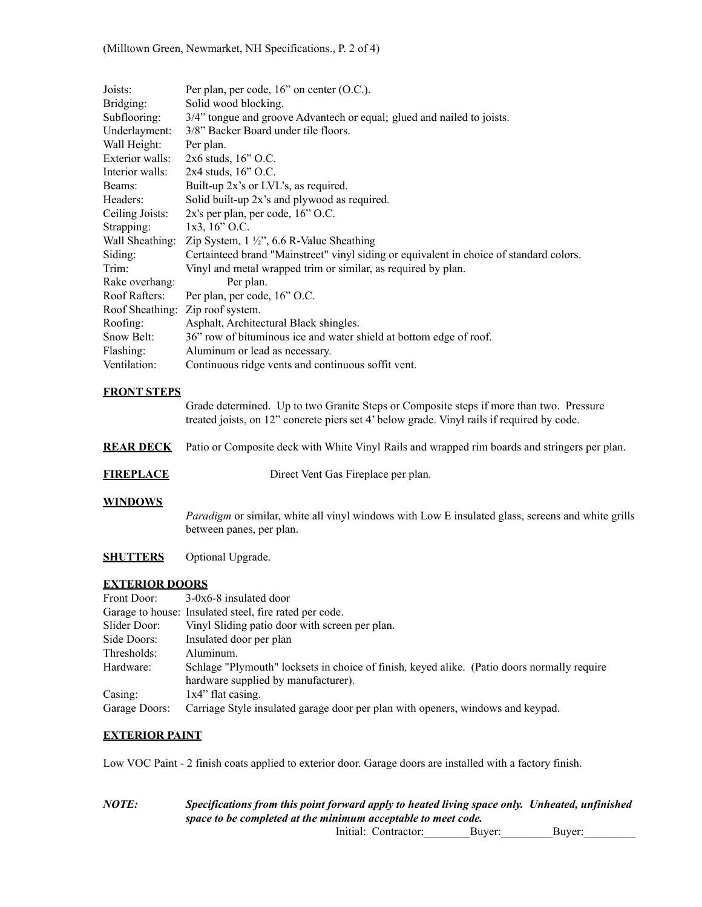| | |
|---|---|
| Joists: | Per plan, per code, 16" on center (O.C.). |
| Bridging: | Solid wood blocking. |
| Subflooring: | 3/4" tongue and groove Advantech or equal; glued and nailed to joists. |
| Underlayment: | 3/8" Backer Board under tile floors. |
| Wall Height: | Per plan. |
| Exterior walls: | 2x6 studs, 16" O.C. |
| Interior walls: | 2x4 studs, 16" O.C. |
| Beams: | Built-up 2x's or LVL's, as required. |
| Headers: | Solid built-up 2x's and plywood as required. |
| Ceiling Joists: | 2x's per plan, per code, 16" O.C. |
| Strapping: | 1x3, 16" O.C. |
| Wall Sheathing: | Zip System, 1 ½", 6.6 R-Value Sheathing |
| Siding: | Certainteed brand "Mainstreet" vinyl siding or equivalent in choice of standard colors. |
| Trim: | Vinyl and metal wrapped trim or similar, as required by plan. |
| Rake overhang: | Per plan. |
| Roof Rafters: | Per plan, per code, 16" O.C. |
| Roof Sheathing: | Zip roof system. |
| Roofing: | Asphalt, Architectural Black shingles. |
| Snow Belt: | 36" row of bituminous ice and water shield at bottom edge of roof. |
| Flashing: | Aluminum or lead as necessary. |
| Ventilation: | Continuous ridge vents and continuous soffit vent. |

**FRONT STEPS**

Grade determined. Up to two Granite Steps or Composite steps if more than two. Pressure treated joists, on 12" concrete piers set 4' below grade. Vinyl rails if required by code.

**REAR DECK** Patio or Composite deck with White Vinyl Rails and wrapped rim boards and stringers per plan.

**FIREPLACE** Direct Vent Gas Fireplace per plan.

**WINDOWS**

*Paradigm* or similar, white all vinyl windows with Low E insulated glass, screens and white grills between panes, per plan.

**SHUTTERS** Optional Upgrade.

**EXTERIOR DOORS**

| | |
|---|---|
| Front Door: | 3-0x6-8 insulated door |
| Garage to house: | Insulated steel, fire rated per code. |
| Slider Door: | Vinyl Sliding patio door with screen per plan. |
| Side Doors: | Insulated door per plan |
| Thresholds: | Aluminum. |
| Hardware: | Schlage "Plymouth" locksets in choice of finish, keyed alike. (Patio doors normally require hardware supplied by manufacturer). |
| Casing: | 1x4" flat casing. |
| Garage Doors: | Carriage Style insulated garage door per plan with openers, windows and keypad. |

**EXTERIOR PAINT**

Low VOC Paint - 2 finish coats applied to exterior door. Garage doors are installed with a factory finish.

***NOTE:*** ***Specifications from this point forward apply to heated living space only. Unheated, unfinished space to be completed at the minimum acceptable to meet code.***

Initial: Contractor:________Buyer:_________Buyer:_________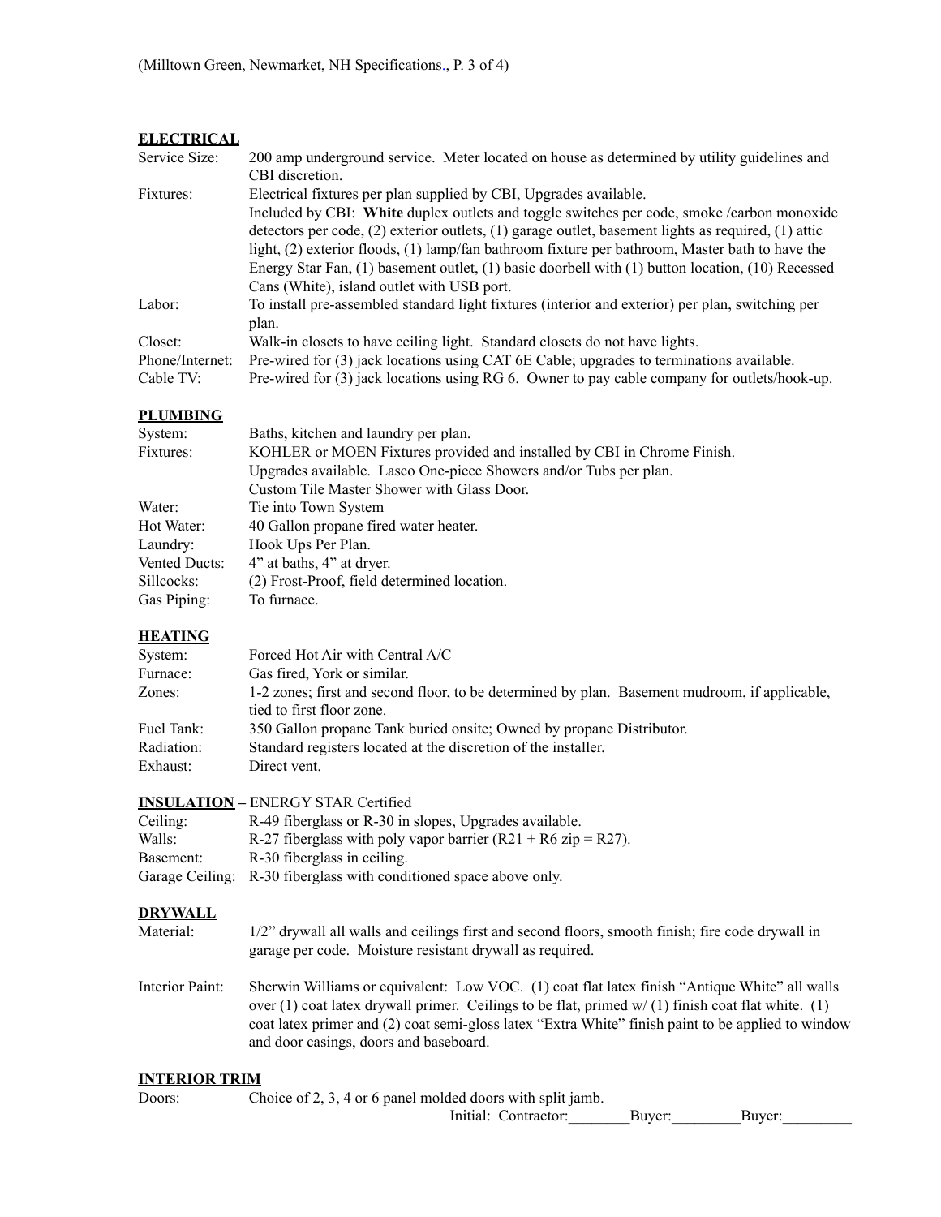## ELECTRICAL

| | |
|---|---|
| Service Size: | 200 amp underground service. Meter located on house as determined by utility guidelines and CBI discretion. |
| Fixtures: | Electrical fixtures per plan supplied by CBI, Upgrades available. Included by CBI: **White** duplex outlets and toggle switches per code, smoke /carbon monoxide detectors per code, (2) exterior outlets, (1) garage outlet, basement lights as required, (1) attic light, (2) exterior floods, (1) lamp/fan bathroom fixture per bathroom, Master bath to have the Energy Star Fan, (1) basement outlet, (1) basic doorbell with (1) button location, (10) Recessed Cans (White), island outlet with USB port. |
| Labor: | To install pre-assembled standard light fixtures (interior and exterior) per plan, switching per plan. |
| Closet: | Walk-in closets to have ceiling light. Standard closets do not have lights. |
| Phone/Internet: | Pre-wired for (3) jack locations using CAT 6E Cable; upgrades to terminations available. |
| Cable TV: | Pre-wired for (3) jack locations using RG 6. Owner to pay cable company for outlets/hook-up. |

## PLUMBING

| | |
|---|---|
| System: | Baths, kitchen and laundry per plan. |
| Fixtures: | KOHLER or MOEN Fixtures provided and installed by CBI in Chrome Finish. Upgrades available. Lasco One-piece Showers and/or Tubs per plan. Custom Tile Master Shower with Glass Door. |
| Water: | Tie into Town System |
| Hot Water: | 40 Gallon propane fired water heater. |
| Laundry: | Hook Ups Per Plan. |
| Vented Ducts: | 4" at baths, 4" at dryer. |
| Sillcocks: | (2) Frost-Proof, field determined location. |
| Gas Piping: | To furnace. |

## HEATING

| | |
|---|---|
| System: | Forced Hot Air with Central A/C |
| Furnace: | Gas fired, York or similar. |
| Zones: | 1-2 zones; first and second floor, to be determined by plan. Basement mudroom, if applicable, tied to first floor zone. |
| Fuel Tank: | 350 Gallon propane Tank buried onsite; Owned by propane Distributor. |
| Radiation: | Standard registers located at the discretion of the installer. |
| Exhaust: | Direct vent. |

## INSULATION – ENERGY STAR Certified

| | |
|---|---|
| Ceiling: | R-49 fiberglass or R-30 in slopes, Upgrades available. |
| Walls: | R-27 fiberglass with poly vapor barrier (R21 + R6 zip = R27). |
| Basement: | R-30 fiberglass in ceiling. |
| Garage Ceiling: | R-30 fiberglass with conditioned space above only. |

## DRYWALL

| | |
|---|---|
| Material: | 1/2" drywall all walls and ceilings first and second floors, smooth finish; fire code drywall in garage per code. Moisture resistant drywall as required. |
| Interior Paint: | Sherwin Williams or equivalent: Low VOC. (1) coat flat latex finish "Antique White" all walls over (1) coat latex drywall primer. Ceilings to be flat, primed w/ (1) finish coat flat white. (1) coat latex primer and (2) coat semi-gloss latex "Extra White" finish paint to be applied to window and door casings, doors and baseboard. |

## INTERIOR TRIM

| | |
|---|---|
| Doors: | Choice of 2, 3, 4 or 6 panel molded doors with split jamb. |

Initial: Contractor:________Buyer:_________Buyer:_________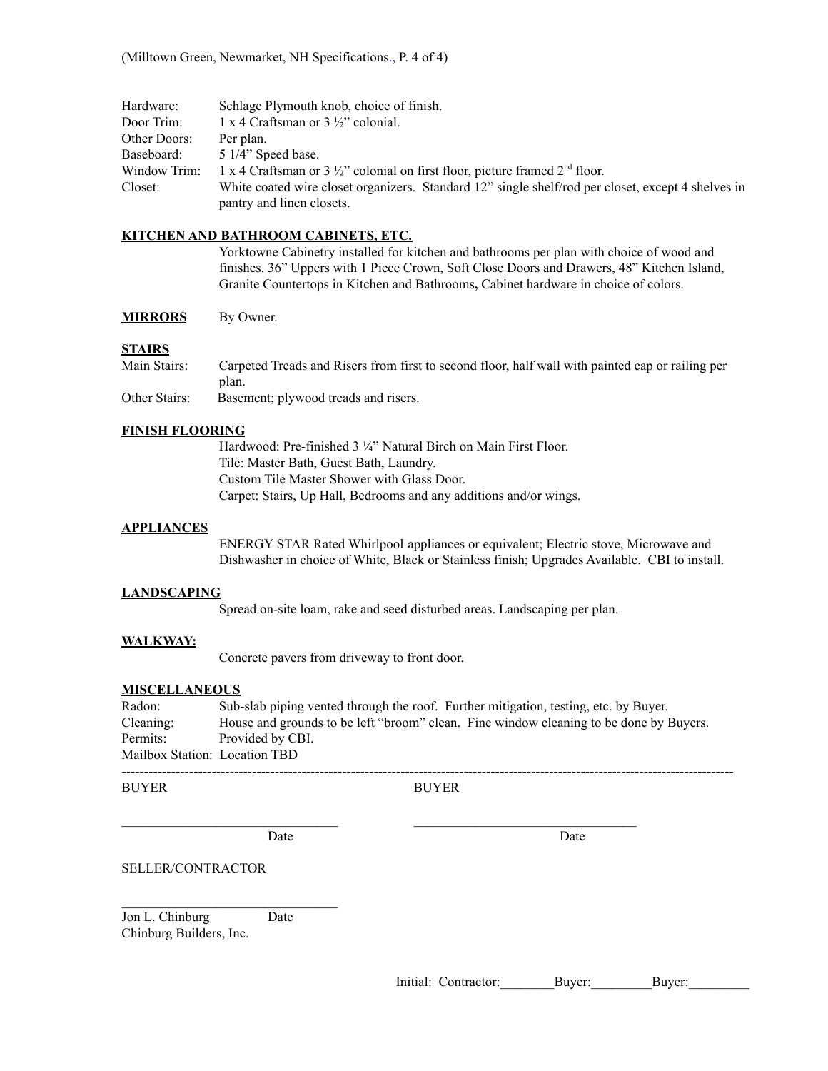| | |
|---|---|
| Hardware: | Schlage Plymouth knob, choice of finish. |
| Door Trim: | 1 x 4 Craftsman or 3 ½” colonial. |
| Other Doors: | Per plan. |
| Baseboard: | 5 1/4” Speed base. |
| Window Trim: | 1 x 4 Craftsman or 3 ½” colonial on first floor, picture framed 2nd floor. |
| Closet: | White coated wire closet organizers. Standard 12” single shelf/rod per closet, except 4 shelves in pantry and linen closets. |

**KITCHEN AND BATHROOM CABINETS, ETC.**

Yorktowne Cabinetry installed for kitchen and bathrooms per plan with choice of wood and finishes. 36” Uppers with 1 Piece Crown, Soft Close Doors and Drawers, 48” Kitchen Island, Granite Countertops in Kitchen and Bathrooms**,** Cabinet hardware in choice of colors.

**MIRRORS** By Owner.

**STAIRS**

| | |
|---|---|
| Main Stairs: | Carpeted Treads and Risers from first to second floor, half wall with painted cap or railing per plan. |
| Other Stairs: | Basement; plywood treads and risers. |

**FINISH FLOORING**

Hardwood: Pre-finished 3 ¼” Natural Birch on Main First Floor.
Tile: Master Bath, Guest Bath, Laundry.
Custom Tile Master Shower with Glass Door.
Carpet: Stairs, Up Hall, Bedrooms and any additions and/or wings.

**APPLIANCES**

ENERGY STAR Rated Whirlpool appliances or equivalent; Electric stove, Microwave and Dishwasher in choice of White, Black or Stainless finish; Upgrades Available. CBI to install.

**LANDSCAPING**

Spread on-site loam, rake and seed disturbed areas. Landscaping per plan.

**WALKWAY:**

Concrete pavers from driveway to front door.

**MISCELLANEOUS**

| | |
|---|---|
| Radon: | Sub-slab piping vented through the roof. Further mitigation, testing, etc. by Buyer. |
| Cleaning: | House and grounds to be left “broom” clean. Fine window cleaning to be done by Buyers. |
| Permits: | Provided by CBI. |
| Mailbox Station: | Location TBD |

---

BUYER &nbsp;&nbsp;&nbsp;&nbsp;&nbsp;&nbsp;&nbsp;&nbsp;&nbsp;&nbsp; BUYER

_________________________________ Date &nbsp;&nbsp;&nbsp;&nbsp; _________________________________ Date

SELLER/CONTRACTOR

_________________________________
Jon L. Chinburg &nbsp;&nbsp;&nbsp;&nbsp; Date
Chinburg Builders, Inc.

Initial: Contractor:________Buyer:_________Buyer:_________